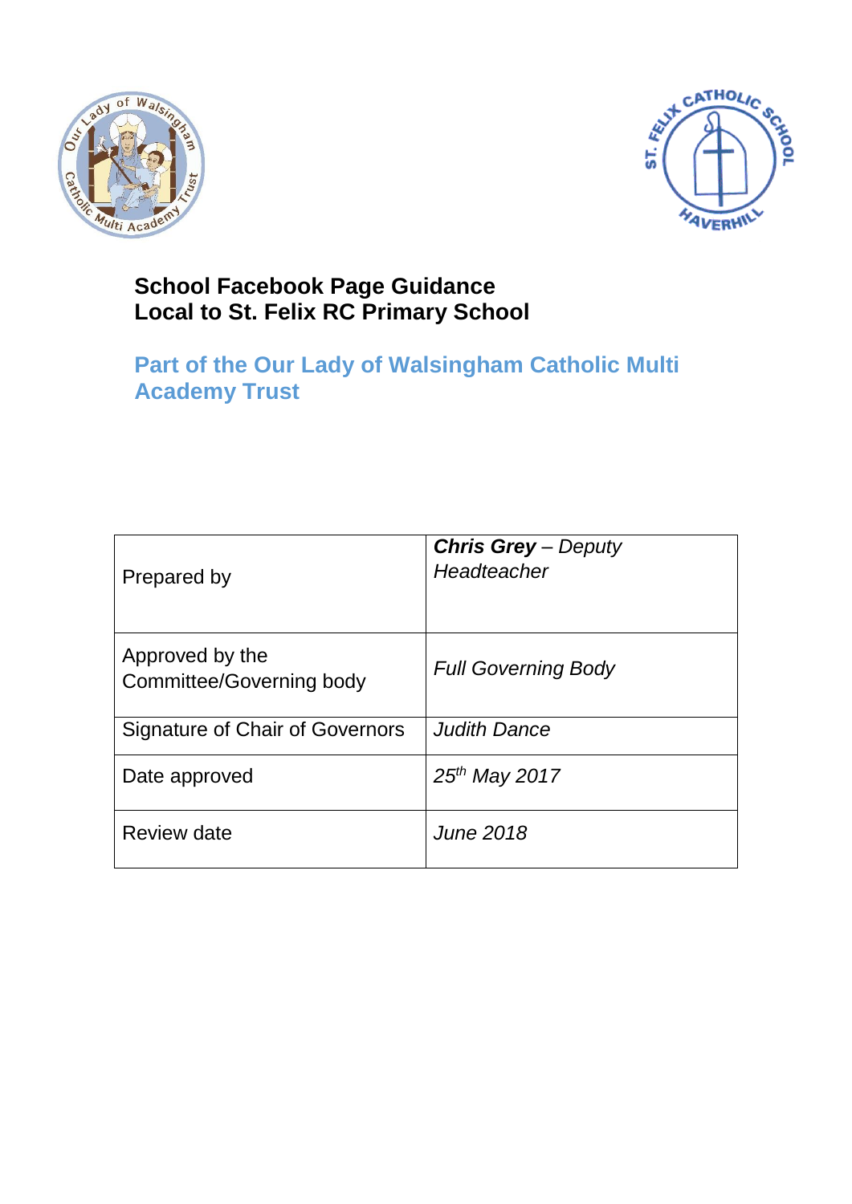# School Facebook Page Guidance
# Local to St. Felix RC Primary School

## Part of the Our Lady of Walsingham Catholic Multi Academy Trust

| | |
|---|---|
| Prepared by | ***Chris Grey*** *– Deputy Headteacher* |
| Approved by the Committee/Governing body | *Full Governing Body* |
| Signature of Chair of Governors | *Judith Dance* |
| Date approved | *25th May 2017* |
| Review date | *June 2018* |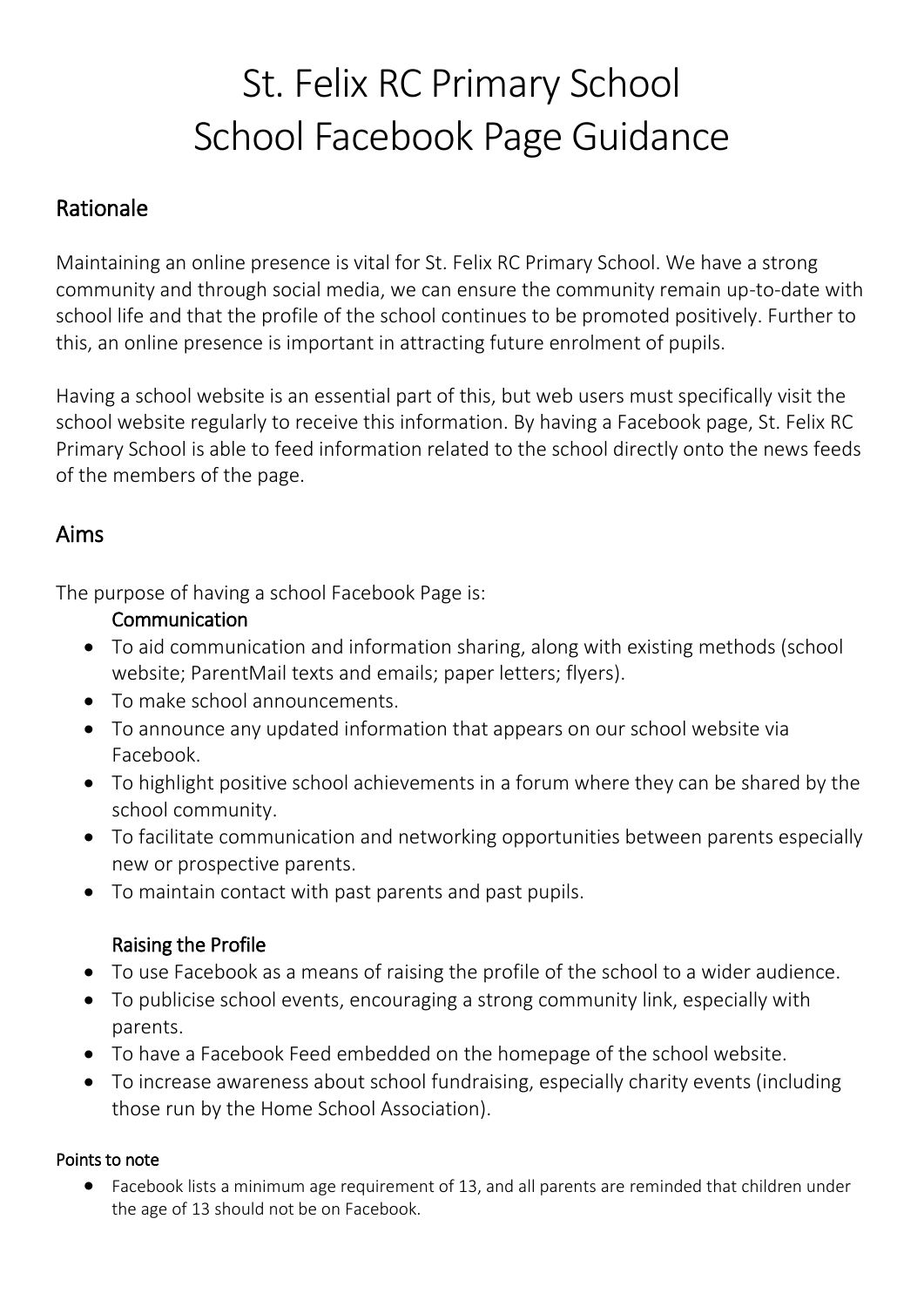# St. Felix RC Primary School
# School Facebook Page Guidance

## Rationale

Maintaining an online presence is vital for St. Felix RC Primary School. We have a strong community and through social media, we can ensure the community remain up-to-date with school life and that the profile of the school continues to be promoted positively. Further to this, an online presence is important in attracting future enrolment of pupils.

Having a school website is an essential part of this, but web users must specifically visit the school website regularly to receive this information. By having a Facebook page, St. Felix RC Primary School is able to feed information related to the school directly onto the news feeds of the members of the page.

## Aims

The purpose of having a school Facebook Page is:

### Communication

- To aid communication and information sharing, along with existing methods (school website; ParentMail texts and emails; paper letters; flyers).
- To make school announcements.
- To announce any updated information that appears on our school website via Facebook.
- To highlight positive school achievements in a forum where they can be shared by the school community.
- To facilitate communication and networking opportunities between parents especially new or prospective parents.
- To maintain contact with past parents and past pupils.

### Raising the Profile

- To use Facebook as a means of raising the profile of the school to a wider audience.
- To publicise school events, encouraging a strong community link, especially with parents.
- To have a Facebook Feed embedded on the homepage of the school website.
- To increase awareness about school fundraising, especially charity events (including those run by the Home School Association).

#### Points to note

- Facebook lists a minimum age requirement of 13, and all parents are reminded that children under the age of 13 should not be on Facebook.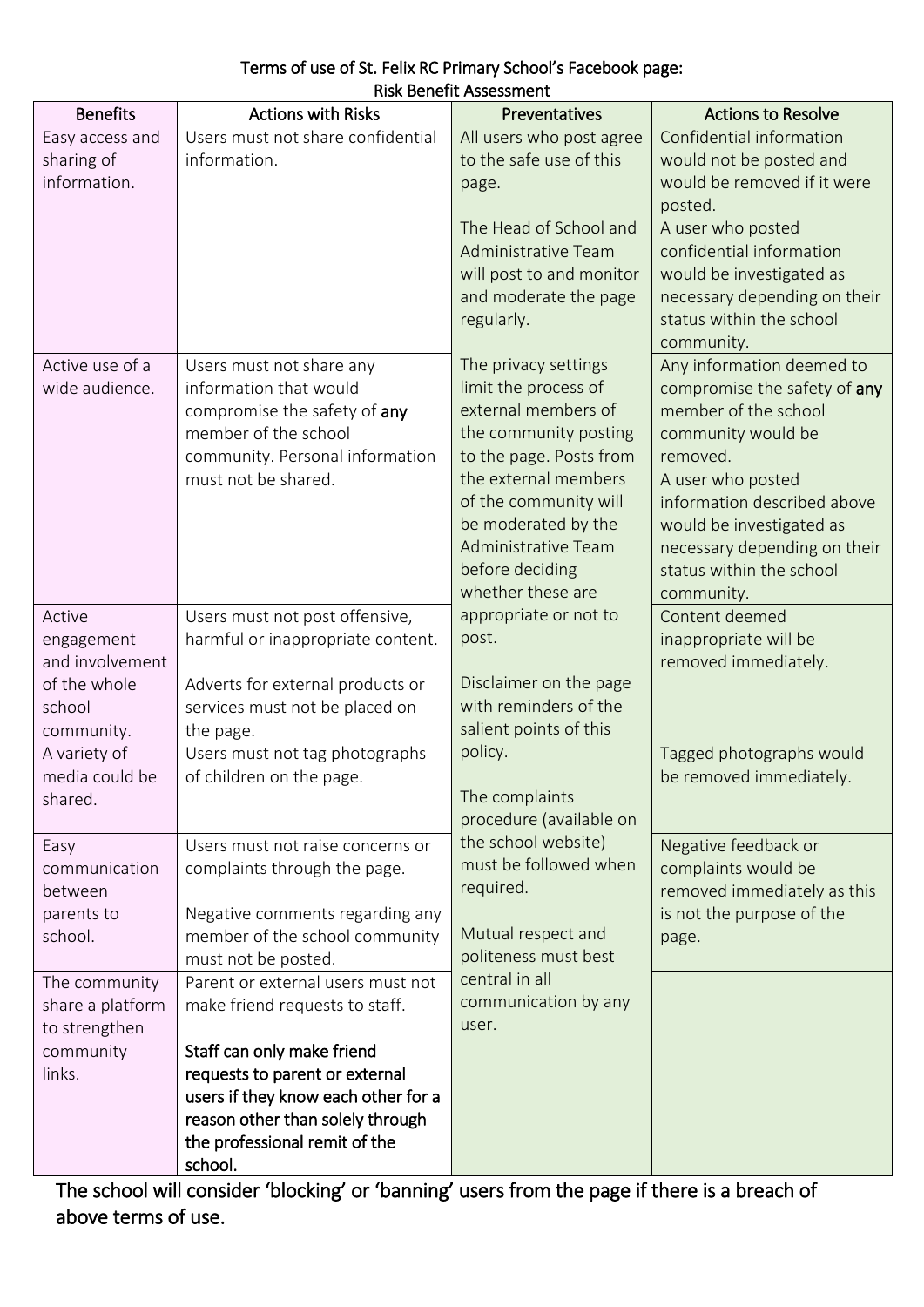Terms of use of St. Felix RC Primary School's Facebook page:
Risk Benefit Assessment

| Benefits | Actions with Risks | Preventatives | Actions to Resolve |
|---|---|---|---|
| Easy access and sharing of information. | Users must not share confidential information. | All users who post agree to the safe use of this page.<br><br>The Head of School and Administrative Team will post to and monitor and moderate the page regularly.<br><br>The privacy settings limit the process of external members of the community posting to the page. Posts from the external members of the community will be moderated by the Administrative Team before deciding whether these are appropriate or not to post.<br><br>Disclaimer on the page with reminders of the salient points of this policy.<br><br>The complaints procedure (available on the school website) must be followed when required.<br><br>Mutual respect and politeness must best central in all communication by any user. | Confidential information would not be posted and would be removed if it were posted.<br>A user who posted confidential information would be investigated as necessary depending on their status within the school community. |
| Active use of a wide audience. | Users must not share any information that would compromise the safety of **any** member of the school community. Personal information must not be shared. | | Any information deemed to compromise the safety of **any** member of the school community would be removed.<br>A user who posted information described above would be investigated as necessary depending on their status within the school community. |
| Active engagement and involvement of the whole school community. | Users must not post offensive, harmful or inappropriate content.<br><br>Adverts for external products or services must not be placed on the page. | | Content deemed inappropriate will be removed immediately. |
| A variety of media could be shared. | Users must not tag photographs of children on the page. | | Tagged photographs would be removed immediately. |
| Easy communication between parents to school. | Users must not raise concerns or complaints through the page.<br><br>Negative comments regarding any member of the school community must not be posted. | | Negative feedback or complaints would be removed immediately as this is not the purpose of the page. |
| The community share a platform to strengthen community links. | Parent or external users must not make friend requests to staff.<br><br>**Staff can only make friend requests to parent or external users if they know each other for a reason other than solely through the professional remit of the school.** | | |

The school will consider 'blocking' or 'banning' users from the page if there is a breach of above terms of use.